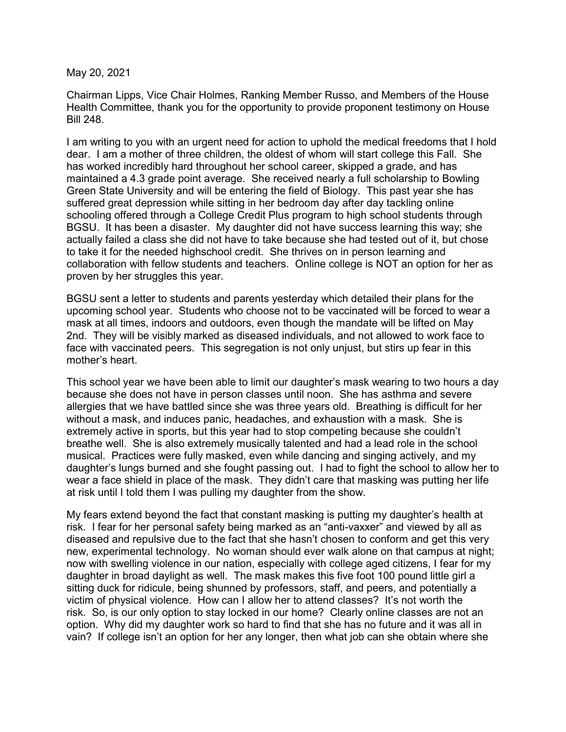May 20, 2021

Chairman Lipps, Vice Chair Holmes, Ranking Member Russo, and Members of the House Health Committee, thank you for the opportunity to provide proponent testimony on House Bill 248.

I am writing to you with an urgent need for action to uphold the medical freedoms that I hold dear. I am a mother of three children, the oldest of whom will start college this Fall. She has worked incredibly hard throughout her school career, skipped a grade, and has maintained a 4.3 grade point average. She received nearly a full scholarship to Bowling Green State University and will be entering the field of Biology. This past year she has suffered great depression while sitting in her bedroom day after day tackling online schooling offered through a College Credit Plus program to high school students through BGSU. It has been a disaster. My daughter did not have success learning this way; she actually failed a class she did not have to take because she had tested out of it, but chose to take it for the needed highschool credit. She thrives on in person learning and collaboration with fellow students and teachers. Online college is NOT an option for her as proven by her struggles this year.

BGSU sent a letter to students and parents yesterday which detailed their plans for the upcoming school year. Students who choose not to be vaccinated will be forced to wear a mask at all times, indoors and outdoors, even though the mandate will be lifted on May 2nd. They will be visibly marked as diseased individuals, and not allowed to work face to face with vaccinated peers. This segregation is not only unjust, but stirs up fear in this mother's heart.

This school year we have been able to limit our daughter's mask wearing to two hours a day because she does not have in person classes until noon. She has asthma and severe allergies that we have battled since she was three years old. Breathing is difficult for her without a mask, and induces panic, headaches, and exhaustion with a mask. She is extremely active in sports, but this year had to stop competing because she couldn't breathe well. She is also extremely musically talented and had a lead role in the school musical. Practices were fully masked, even while dancing and singing actively, and my daughter's lungs burned and she fought passing out. I had to fight the school to allow her to wear a face shield in place of the mask. They didn't care that masking was putting her life at risk until I told them I was pulling my daughter from the show.

My fears extend beyond the fact that constant masking is putting my daughter's health at risk. I fear for her personal safety being marked as an "anti-vaxxer" and viewed by all as diseased and repulsive due to the fact that she hasn't chosen to conform and get this very new, experimental technology. No woman should ever walk alone on that campus at night; now with swelling violence in our nation, especially with college aged citizens, I fear for my daughter in broad daylight as well. The mask makes this five foot 100 pound little girl a sitting duck for ridicule, being shunned by professors, staff, and peers, and potentially a victim of physical violence. How can I allow her to attend classes? It's not worth the risk. So, is our only option to stay locked in our home? Clearly online classes are not an option. Why did my daughter work so hard to find that she has no future and it was all in vain? If college isn't an option for her any longer, then what job can she obtain where she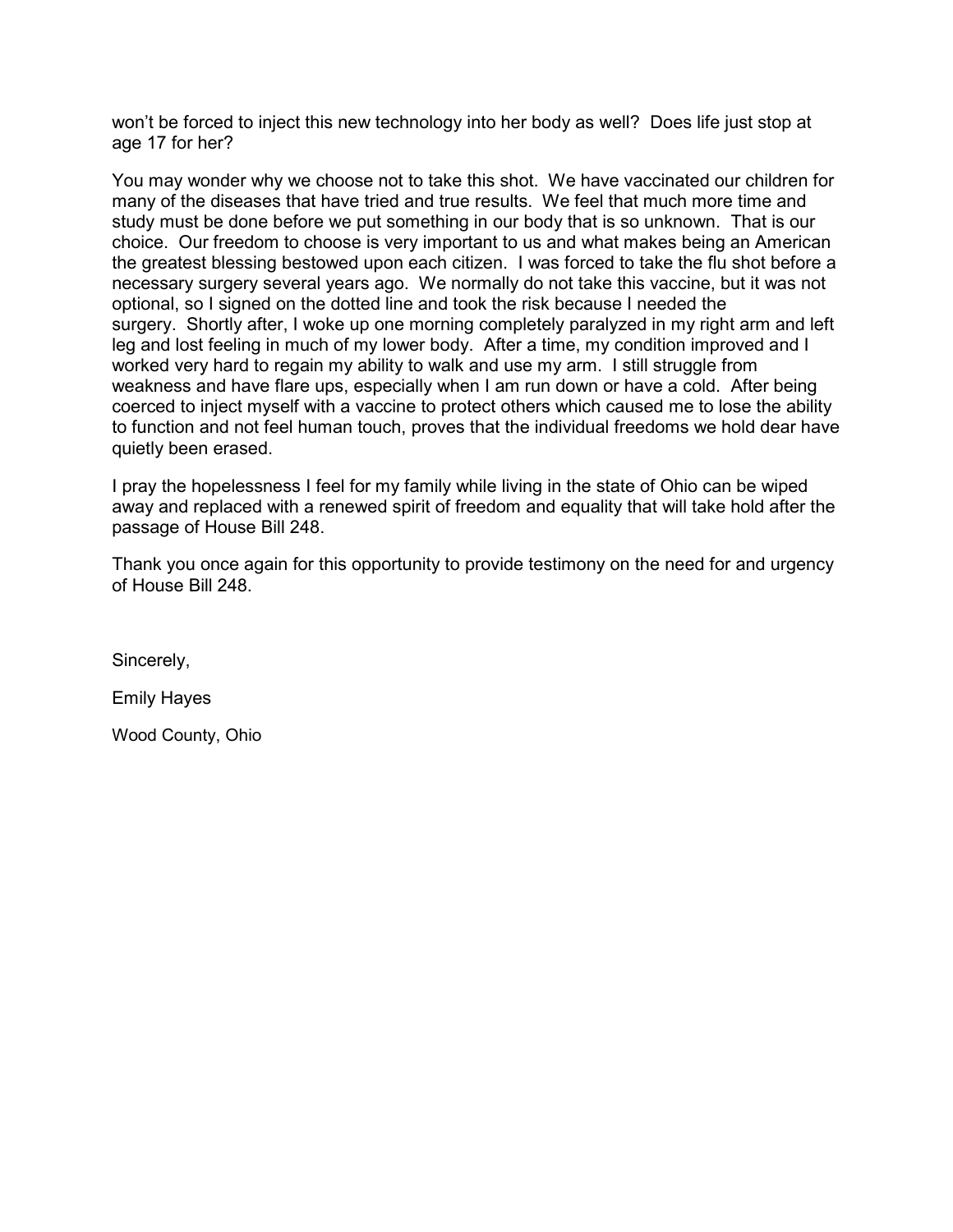won't be forced to inject this new technology into her body as well? Does life just stop at age 17 for her?

You may wonder why we choose not to take this shot. We have vaccinated our children for many of the diseases that have tried and true results. We feel that much more time and study must be done before we put something in our body that is so unknown. That is our choice. Our freedom to choose is very important to us and what makes being an American the greatest blessing bestowed upon each citizen. I was forced to take the flu shot before a necessary surgery several years ago. We normally do not take this vaccine, but it was not optional, so I signed on the dotted line and took the risk because I needed the surgery. Shortly after, I woke up one morning completely paralyzed in my right arm and left leg and lost feeling in much of my lower body. After a time, my condition improved and I worked very hard to regain my ability to walk and use my arm. I still struggle from weakness and have flare ups, especially when I am run down or have a cold. After being coerced to inject myself with a vaccine to protect others which caused me to lose the ability to function and not feel human touch, proves that the individual freedoms we hold dear have quietly been erased.

I pray the hopelessness I feel for my family while living in the state of Ohio can be wiped away and replaced with a renewed spirit of freedom and equality that will take hold after the passage of House Bill 248.

Thank you once again for this opportunity to provide testimony on the need for and urgency of House Bill 248.

Sincerely,

Emily Hayes

Wood County, Ohio